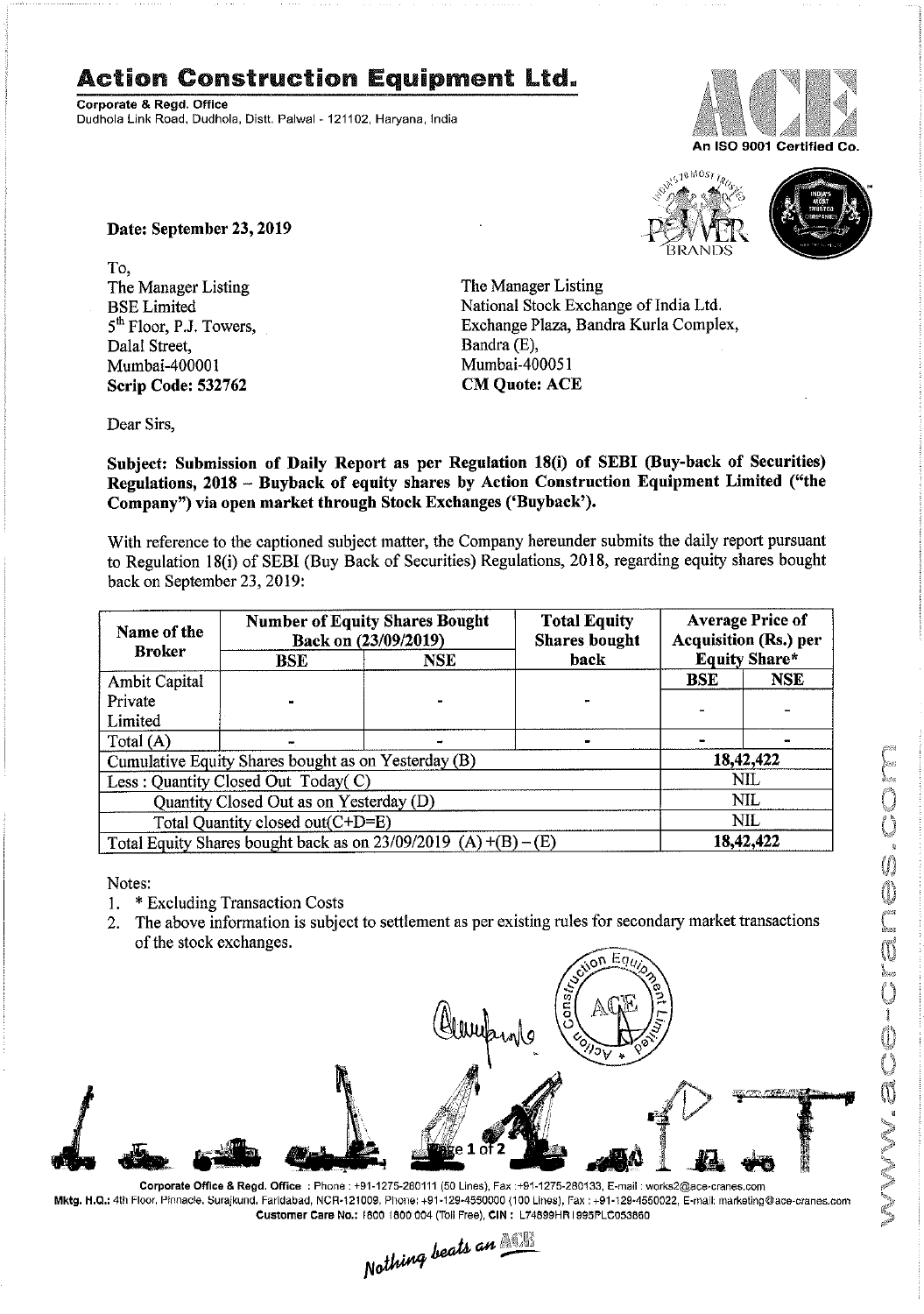# Action Construction Equipment Ltd.

**Corporate & Regd. Office**
Dudhola Link Road, Dudhola, Distt. Palwal - 121102, Haryana, India

An ISO 9001 Certified Co.

**Date: September 23, 2019**

To,
The Manager Listing
BSE Limited
5th Floor, P.J. Towers,
Dalal Street,
Mumbai-400001
**Scrip Code: 532762**

The Manager Listing
National Stock Exchange of India Ltd.
Exchange Plaza, Bandra Kurla Complex,
Bandra (E),
Mumbai-400051
**CM Quote: ACE**

Dear Sirs,

**Subject: Submission of Daily Report as per Regulation 18(i) of SEBI (Buy-back of Securities) Regulations, 2018 – Buyback of equity shares by Action Construction Equipment Limited ("the Company") via open market through Stock Exchanges ('Buyback').**

With reference to the captioned subject matter, the Company hereunder submits the daily report pursuant to Regulation 18(i) of SEBI (Buy Back of Securities) Regulations, 2018, regarding equity shares bought back on September 23, 2019:

| Name of the Broker | Number of Equity Shares Bought Back on (23/09/2019) | | Total Equity Shares bought back | Average Price of Acquisition (Rs.) per Equity Share* | |
|---|---|---|---|---|---|
| | BSE | NSE | | BSE | NSE |
| Ambit Capital Private Limited | - | - | - | - | - |
| Total (A) | - | - | - | - | - |
| Cumulative Equity Shares bought as on Yesterday (B) | | | | 18,42,422 | |
| Less : Quantity Closed Out Today( C) | | | | NIL | |
| Quantity Closed Out as on Yesterday (D) | | | | NIL | |
| Total Quantity closed out(C+D=E) | | | | NIL | |
| Total Equity Shares bought back as on 23/09/2019 (A) +(B) – (E) | | | | 18,42,422 | |

Notes:

1. * Excluding Transaction Costs
2. The above information is subject to settlement as per existing rules for secondary market transactions of the stock exchanges.

**Corporate Office & Regd. Office** : Phone : +91-1275-280111 (50 Lines), Fax :+91-1275-280133, E-mail : works2@ace-cranes.com
**Mktg. H.Q.:** 4th Floor, Pinnacle, Surajkund, Faridabad, NCR-121009, Phone: +91-129-4550000 (100 Lines), Fax : +91-129-4550022, E-mail: marketing@ace-cranes.com
**Customer Care No.:** 1800 1800 004 (Toll Free), **CIN :** L74899HR1995PLC053860

*Nothing beats an ACE*

www.ace-cranes.com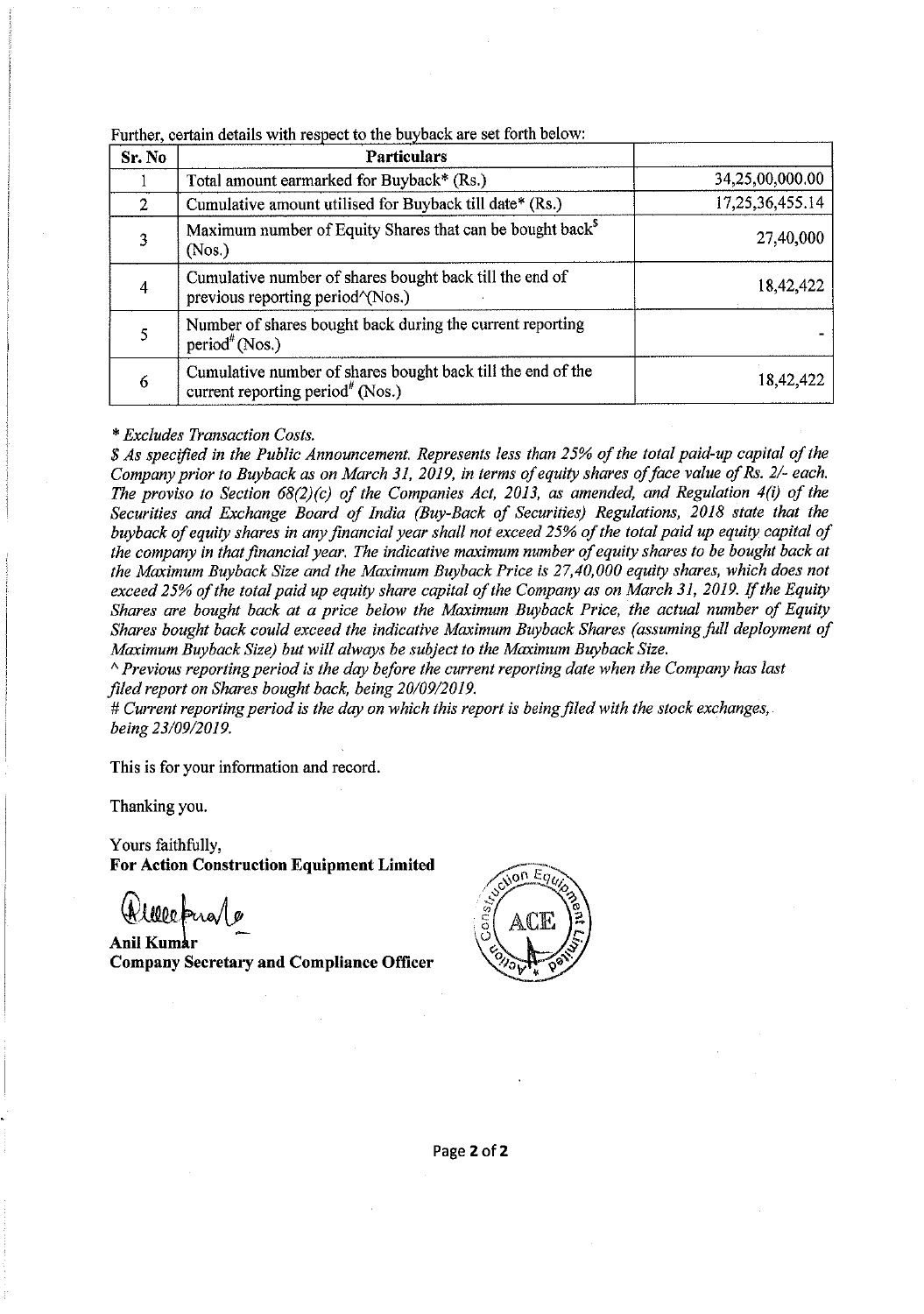Further, certain details with respect to the buyback are set forth below:

| Sr. No | Particulars | |
|---|---|---|
| 1 | Total amount earmarked for Buyback* (Rs.) | 34,25,00,000.00 |
| 2 | Cumulative amount utilised for Buyback till date* (Rs.) | 17,25,36,455.14 |
| 3 | Maximum number of Equity Shares that can be bought back$ (Nos.) | 27,40,000 |
| 4 | Cumulative number of shares bought back till the end of previous reporting period^(Nos.) | 18,42,422 |
| 5 | Number of shares bought back during the current reporting period# (Nos.) | - |
| 6 | Cumulative number of shares bought back till the end of the current reporting period# (Nos.) | 18,42,422 |

*\* Excludes Transaction Costs.*

*$ As specified in the Public Announcement. Represents less than 25% of the total paid-up capital of the Company prior to Buyback as on March 31, 2019, in terms of equity shares of face value of Rs. 2/- each. The proviso to Section 68(2)(c) of the Companies Act, 2013, as amended, and Regulation 4(i) of the Securities and Exchange Board of India (Buy-Back of Securities) Regulations, 2018 state that the buyback of equity shares in any financial year shall not exceed 25% of the total paid up equity capital of the company in that financial year. The indicative maximum number of equity shares to be bought back at the Maximum Buyback Size and the Maximum Buyback Price is 27,40,000 equity shares, which does not exceed 25% of the total paid up equity share capital of the Company as on March 31, 2019. If the Equity Shares are bought back at a price below the Maximum Buyback Price, the actual number of Equity Shares bought back could exceed the indicative Maximum Buyback Shares (assuming full deployment of Maximum Buyback Size) but will always be subject to the Maximum Buyback Size.*

*^ Previous reporting period is the day before the current reporting date when the Company has last filed report on Shares bought back, being 20/09/2019.*

*# Current reporting period is the day on which this report is being filed with the stock exchanges, being 23/09/2019.*

This is for your information and record.

Thanking you.

Yours faithfully,
**For Action Construction Equipment Limited**

**Anil Kumar**
**Company Secretary and Compliance Officer**